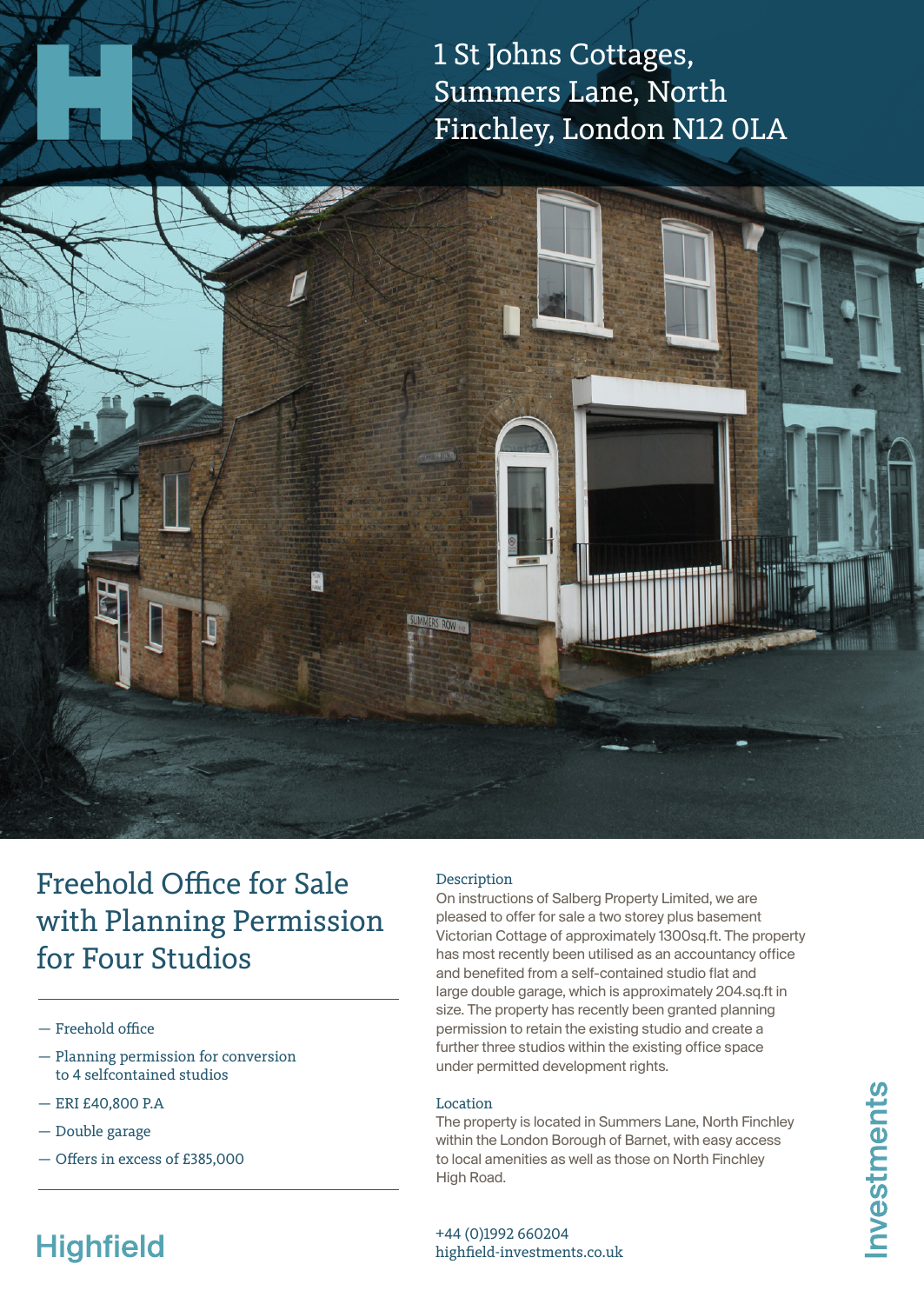# 1 St Johns Cottages, Summers Lane, North Finchley, London N12 0LA

## Freehold Office for Sale with Planning Permission for Four Studios

- Freehold office
- Planning permission for conversion to 4 selfcontained studios
- ERI £40,800 P.A
- Double garage
- Offers in excess of £385,000

### Description

On instructions of Salberg Property Limited, we are pleased to offer for sale a two storey plus basement Victorian Cottage of approximately 1300sq.ft. The property has most recently been utilised as an accountancy office and benefited from a self-contained studio flat and large double garage, which is approximately 204.sq.ft in size. The property has recently been granted planning permission to retain the existing studio and create a further three studios within the existing office space under permitted development rights.

### Location

The property is located in Summers Lane, North Finchley within the London Borough of Barnet, with easy access to local amenities as well as those on North Finchley High Road.

+44 (0)1992 660204
highfield-investments.co.uk

Highfield Investments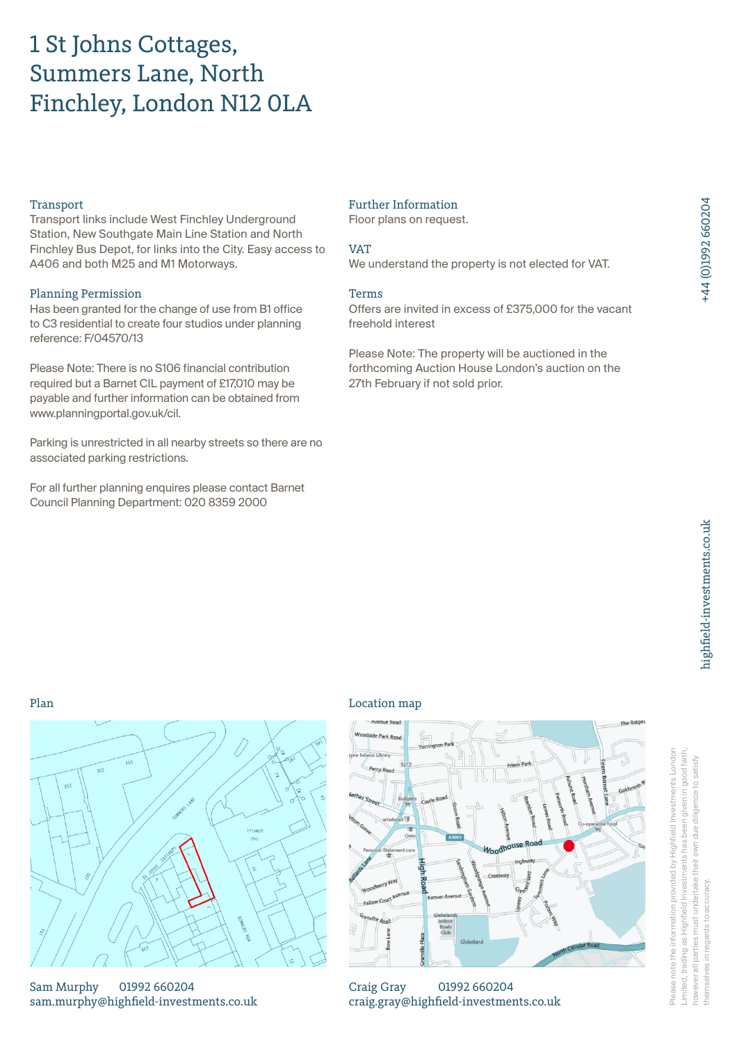# 1 St Johns Cottages, Summers Lane, North Finchley, London N12 0LA

## Transport

Transport links include West Finchley Underground Station, New Southgate Main Line Station and North Finchley Bus Depot, for links into the City. Easy access to A406 and both M25 and M1 Motorways.

## Planning Permission

Has been granted for the change of use from B1 office to C3 residential to create four studios under planning reference: F/04570/13

Please Note: There is no S106 financial contribution required but a Barnet CIL payment of £17,010 may be payable and further information can be obtained from www.planningportal.gov.uk/cil.

Parking is unrestricted in all nearby streets so there are no associated parking restrictions.

For all further planning enquires please contact Barnet Council Planning Department: 020 8359 2000

## Further Information

Floor plans on request.

## VAT

We understand the property is not elected for VAT.

## Terms

Offers are invited in excess of £375,000 for the vacant freehold interest

Please Note: The property will be auctioned in the forthcoming Auction House London's auction on the 27th February if not sold prior.

## Plan

## Location map

Sam Murphy 01992 660204
sam.murphy@highfield-investments.co.uk

Craig Gray 01992 660204
craig.gray@highfield-investments.co.uk

+44 (0)1992 660204

highfield-investments.co.uk

Please note the information provided by Highfield Investments London Limited, trading as Highfield Investments has been given in good faith, however all parties must undertake their own due diligence to satisfy themselves in regards to accuracy.